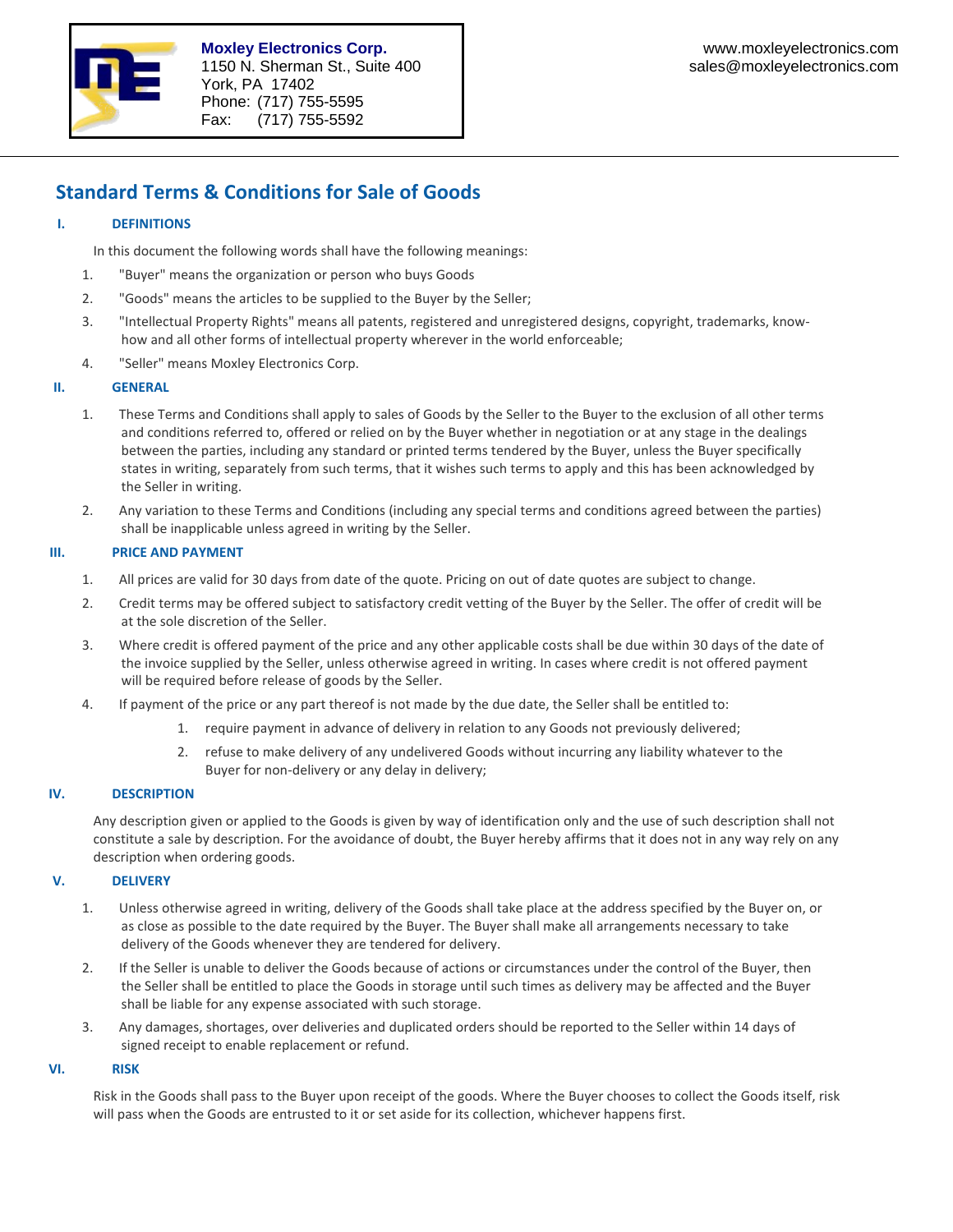**Moxley Electronics Corp.**
1150 N. Sherman St., Suite 400
York, PA 17402
Phone: (717) 755-5595
Fax: (717) 755-5592

www.moxleyelectronics.com
sales@moxleyelectronics.com

# Standard Terms & Conditions for Sale of Goods

## I. DEFINITIONS

In this document the following words shall have the following meanings:

1. "Buyer" means the organization or person who buys Goods
2. "Goods" means the articles to be supplied to the Buyer by the Seller;
3. "Intellectual Property Rights" means all patents, registered and unregistered designs, copyright, trademarks, know-how and all other forms of intellectual property wherever in the world enforceable;
4. "Seller" means Moxley Electronics Corp.

## II. GENERAL

1. These Terms and Conditions shall apply to sales of Goods by the Seller to the Buyer to the exclusion of all other terms and conditions referred to, offered or relied on by the Buyer whether in negotiation or at any stage in the dealings between the parties, including any standard or printed terms tendered by the Buyer, unless the Buyer specifically states in writing, separately from such terms, that it wishes such terms to apply and this has been acknowledged by the Seller in writing.
2. Any variation to these Terms and Conditions (including any special terms and conditions agreed between the parties) shall be inapplicable unless agreed in writing by the Seller.

## III. PRICE AND PAYMENT

1. All prices are valid for 30 days from date of the quote. Pricing on out of date quotes are subject to change.
2. Credit terms may be offered subject to satisfactory credit vetting of the Buyer by the Seller. The offer of credit will be at the sole discretion of the Seller.
3. Where credit is offered payment of the price and any other applicable costs shall be due within 30 days of the date of the invoice supplied by the Seller, unless otherwise agreed in writing. In cases where credit is not offered payment will be required before release of goods by the Seller.
4. If payment of the price or any part thereof is not made by the due date, the Seller shall be entitled to:
    1. require payment in advance of delivery in relation to any Goods not previously delivered;
    2. refuse to make delivery of any undelivered Goods without incurring any liability whatever to the Buyer for non-delivery or any delay in delivery;

## IV. DESCRIPTION

Any description given or applied to the Goods is given by way of identification only and the use of such description shall not constitute a sale by description. For the avoidance of doubt, the Buyer hereby affirms that it does not in any way rely on any description when ordering goods.

## V. DELIVERY

1. Unless otherwise agreed in writing, delivery of the Goods shall take place at the address specified by the Buyer on, or as close as possible to the date required by the Buyer. The Buyer shall make all arrangements necessary to take delivery of the Goods whenever they are tendered for delivery.
2. If the Seller is unable to deliver the Goods because of actions or circumstances under the control of the Buyer, then the Seller shall be entitled to place the Goods in storage until such times as delivery may be affected and the Buyer shall be liable for any expense associated with such storage.
3. Any damages, shortages, over deliveries and duplicated orders should be reported to the Seller within 14 days of signed receipt to enable replacement or refund.

## VI. RISK

Risk in the Goods shall pass to the Buyer upon receipt of the goods. Where the Buyer chooses to collect the Goods itself, risk will pass when the Goods are entrusted to it or set aside for its collection, whichever happens first.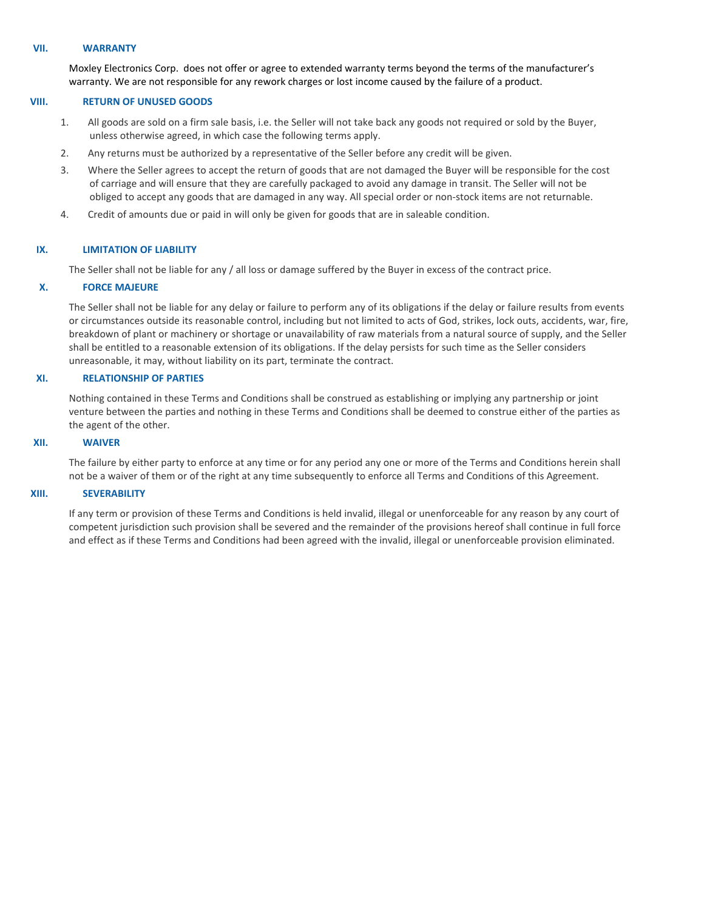## VII. WARRANTY

Moxley Electronics Corp.  does not offer or agree to extended warranty terms beyond the terms of the manufacturer's warranty. We are not responsible for any rework charges or lost income caused by the failure of a product.

## VIII. RETURN OF UNUSED GOODS

1. All goods are sold on a firm sale basis, i.e. the Seller will not take back any goods not required or sold by the Buyer, unless otherwise agreed, in which case the following terms apply.
2. Any returns must be authorized by a representative of the Seller before any credit will be given.
3. Where the Seller agrees to accept the return of goods that are not damaged the Buyer will be responsible for the cost of carriage and will ensure that they are carefully packaged to avoid any damage in transit. The Seller will not be obliged to accept any goods that are damaged in any way. All special order or non-stock items are not returnable.
4. Credit of amounts due or paid in will only be given for goods that are in saleable condition.

## IX. LIMITATION OF LIABILITY

The Seller shall not be liable for any / all loss or damage suffered by the Buyer in excess of the contract price.

## X. FORCE MAJEURE

The Seller shall not be liable for any delay or failure to perform any of its obligations if the delay or failure results from events or circumstances outside its reasonable control, including but not limited to acts of God, strikes, lock outs, accidents, war, fire, breakdown of plant or machinery or shortage or unavailability of raw materials from a natural source of supply, and the Seller shall be entitled to a reasonable extension of its obligations. If the delay persists for such time as the Seller considers unreasonable, it may, without liability on its part, terminate the contract.

## XI. RELATIONSHIP OF PARTIES

Nothing contained in these Terms and Conditions shall be construed as establishing or implying any partnership or joint venture between the parties and nothing in these Terms and Conditions shall be deemed to construe either of the parties as the agent of the other.

## XII. WAIVER

The failure by either party to enforce at any time or for any period any one or more of the Terms and Conditions herein shall not be a waiver of them or of the right at any time subsequently to enforce all Terms and Conditions of this Agreement.

## XIII. SEVERABILITY

If any term or provision of these Terms and Conditions is held invalid, illegal or unenforceable for any reason by any court of competent jurisdiction such provision shall be severed and the remainder of the provisions hereof shall continue in full force and effect as if these Terms and Conditions had been agreed with the invalid, illegal or unenforceable provision eliminated.